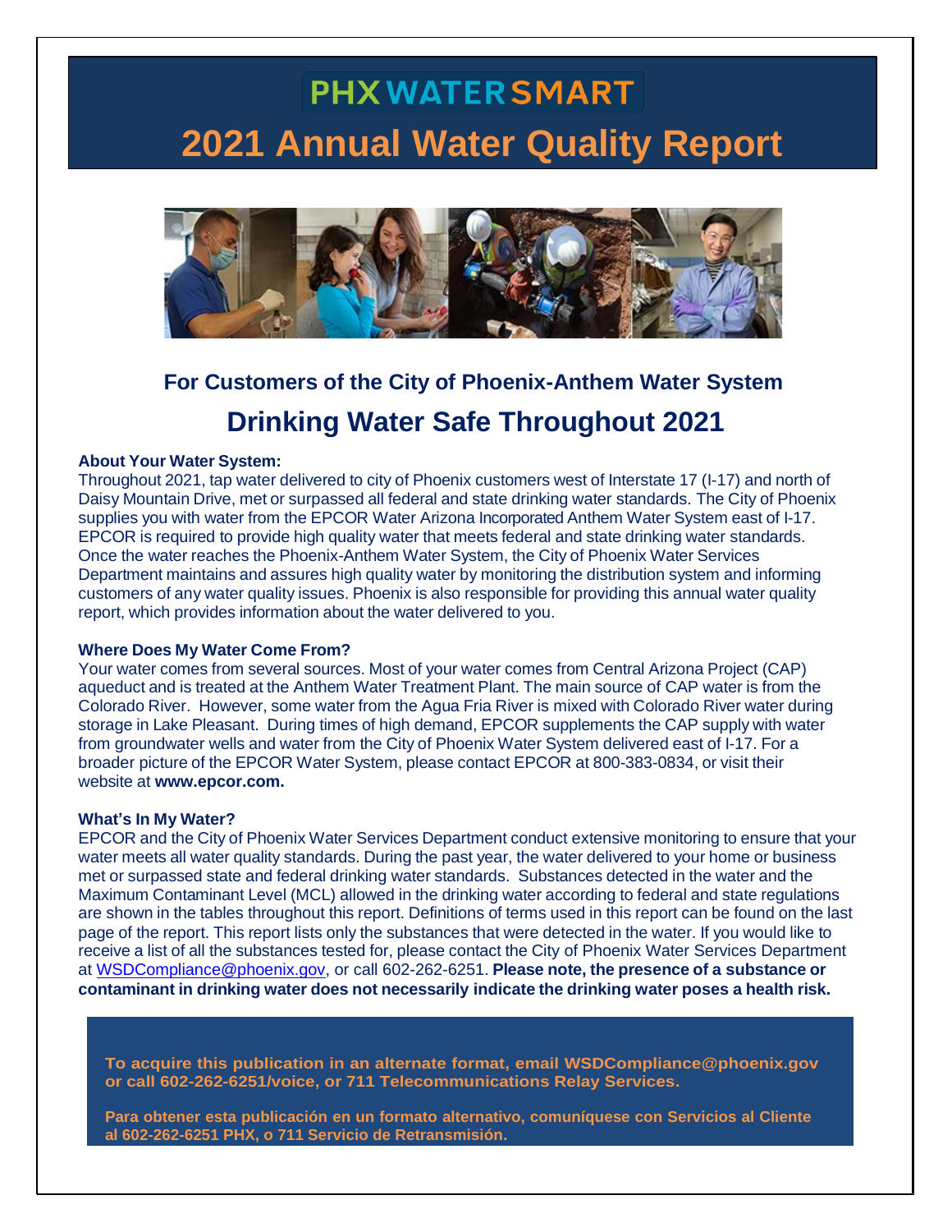# PHX WATER SMART

# 2021 Annual Water Quality Report

## For Customers of the City of Phoenix-Anthem Water System

## Drinking Water Safe Throughout 2021

**About Your Water System:**

Throughout 2021, tap water delivered to city of Phoenix customers west of Interstate 17 (I-17) and north of Daisy Mountain Drive, met or surpassed all federal and state drinking water standards. The City of Phoenix supplies you with water from the EPCOR Water Arizona Incorporated Anthem Water System east of I-17. EPCOR is required to provide high quality water that meets federal and state drinking water standards. Once the water reaches the Phoenix-Anthem Water System, the City of Phoenix Water Services Department maintains and assures high quality water by monitoring the distribution system and informing customers of any water quality issues. Phoenix is also responsible for providing this annual water quality report, which provides information about the water delivered to you.

**Where Does My Water Come From?**

Your water comes from several sources. Most of your water comes from Central Arizona Project (CAP) aqueduct and is treated at the Anthem Water Treatment Plant. The main source of CAP water is from the Colorado River. However, some water from the Agua Fria River is mixed with Colorado River water during storage in Lake Pleasant. During times of high demand, EPCOR supplements the CAP supply with water from groundwater wells and water from the City of Phoenix Water System delivered east of I-17. For a broader picture of the EPCOR Water System, please contact EPCOR at 800-383-0834, or visit their website at **www.epcor.com.**

**What's In My Water?**

EPCOR and the City of Phoenix Water Services Department conduct extensive monitoring to ensure that your water meets all water quality standards. During the past year, the water delivered to your home or business met or surpassed state and federal drinking water standards. Substances detected in the water and the Maximum Contaminant Level (MCL) allowed in the drinking water according to federal and state regulations are shown in the tables throughout this report. Definitions of terms used in this report can be found on the last page of the report. This report lists only the substances that were detected in the water. If you would like to receive a list of all the substances tested for, please contact the City of Phoenix Water Services Department at WSDCompliance@phoenix.gov, or call 602-262-6251. **Please note, the presence of a substance or contaminant in drinking water does not necessarily indicate the drinking water poses a health risk.**

**To acquire this publication in an alternate format, email WSDCompliance@phoenix.gov or call 602-262-6251/voice, or 711 Telecommunications Relay Services.**

**Para obtener esta publicación en un formato alternativo, comuníquese con Servicios al Cliente al 602-262-6251 PHX, o 711 Servicio de Retransmisión.**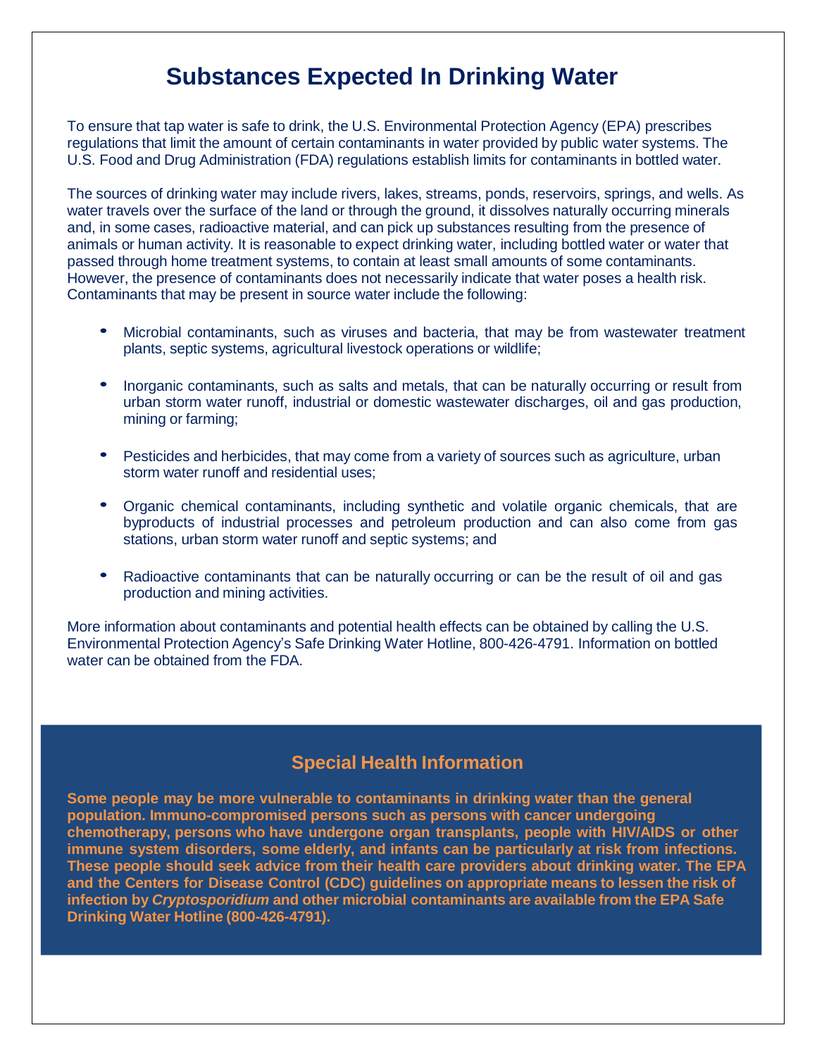# Substances Expected In Drinking Water

To ensure that tap water is safe to drink, the U.S. Environmental Protection Agency (EPA) prescribes regulations that limit the amount of certain contaminants in water provided by public water systems. The U.S. Food and Drug Administration (FDA) regulations establish limits for contaminants in bottled water.

The sources of drinking water may include rivers, lakes, streams, ponds, reservoirs, springs, and wells. As water travels over the surface of the land or through the ground, it dissolves naturally occurring minerals and, in some cases, radioactive material, and can pick up substances resulting from the presence of animals or human activity. It is reasonable to expect drinking water, including bottled water or water that passed through home treatment systems, to contain at least small amounts of some contaminants. However, the presence of contaminants does not necessarily indicate that water poses a health risk. Contaminants that may be present in source water include the following:

- Microbial contaminants, such as viruses and bacteria, that may be from wastewater treatment plants, septic systems, agricultural livestock operations or wildlife;
- Inorganic contaminants, such as salts and metals, that can be naturally occurring or result from urban storm water runoff, industrial or domestic wastewater discharges, oil and gas production, mining or farming;
- Pesticides and herbicides, that may come from a variety of sources such as agriculture, urban storm water runoff and residential uses;
- Organic chemical contaminants, including synthetic and volatile organic chemicals, that are byproducts of industrial processes and petroleum production and can also come from gas stations, urban storm water runoff and septic systems; and
- Radioactive contaminants that can be naturally occurring or can be the result of oil and gas production and mining activities.

More information about contaminants and potential health effects can be obtained by calling the U.S. Environmental Protection Agency's Safe Drinking Water Hotline, 800-426-4791. Information on bottled water can be obtained from the FDA.

## Special Health Information

**Some people may be more vulnerable to contaminants in drinking water than the general population. Immuno-compromised persons such as persons with cancer undergoing chemotherapy, persons who have undergone organ transplants, people with HIV/AIDS or other immune system disorders, some elderly, and infants can be particularly at risk from infections. These people should seek advice from their health care providers about drinking water. The EPA and the Centers for Disease Control (CDC) guidelines on appropriate means to lessen the risk of infection by *Cryptosporidium* and other microbial contaminants are available from the EPA Safe Drinking Water Hotline (800-426-4791).**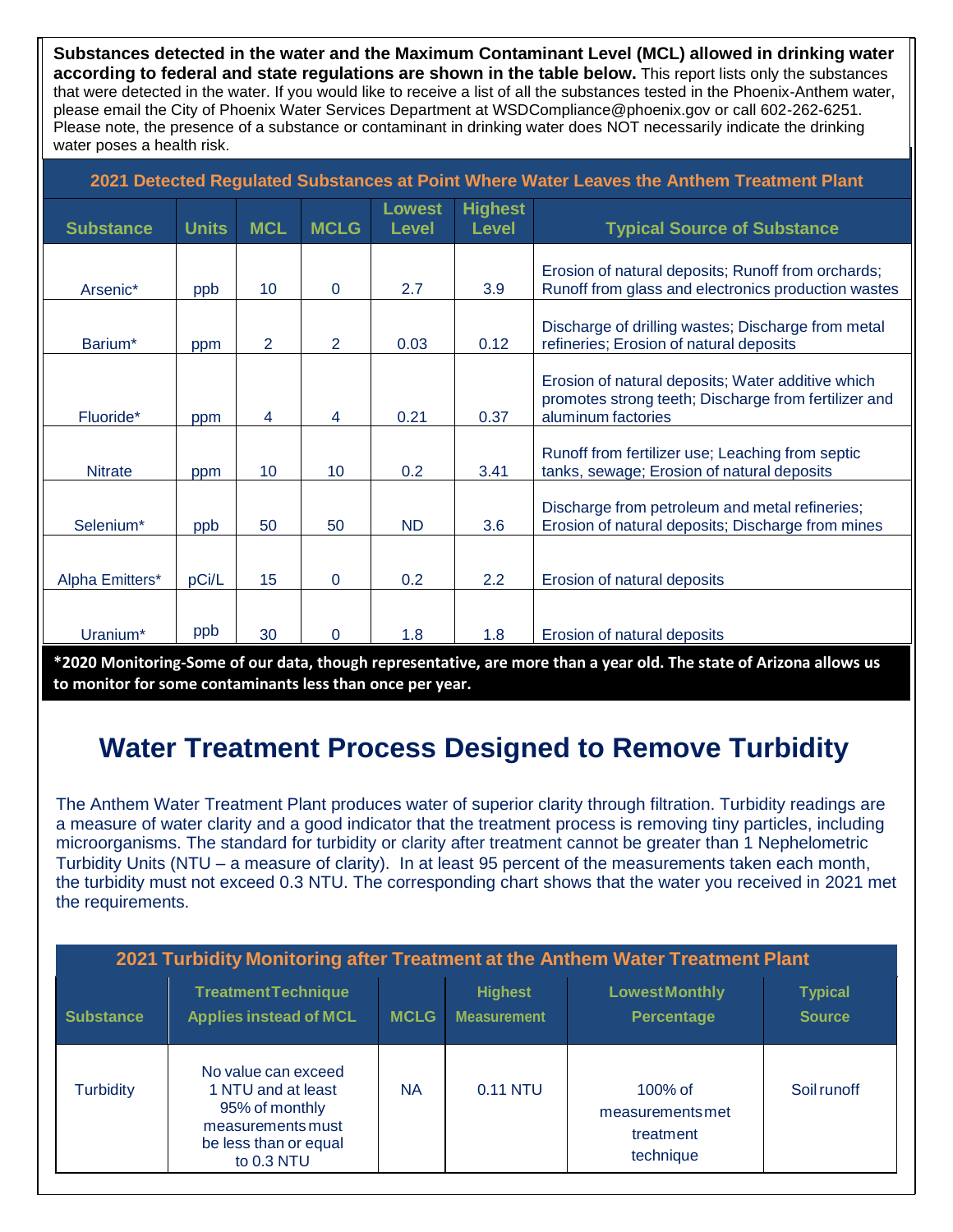**Substances detected in the water and the Maximum Contaminant Level (MCL) allowed in drinking water according to federal and state regulations are shown in the table below.** This report lists only the substances that were detected in the water. If you would like to receive a list of all the substances tested in the Phoenix-Anthem water, please email the City of Phoenix Water Services Department at WSDCompliance@phoenix.gov or call 602-262-6251. Please note, the presence of a substance or contaminant in drinking water does NOT necessarily indicate the drinking water poses a health risk.

**2021 Detected Regulated Substances at Point Where Water Leaves the Anthem Treatment Plant**

| Substance | Units | MCL | MCLG | Lowest Level | Highest Level | Typical Source of Substance |
|---|---|---|---|---|---|---|
| Arsenic* | ppb | 10 | 0 | 2.7 | 3.9 | Erosion of natural deposits; Runoff from orchards; Runoff from glass and electronics production wastes |
| Barium* | ppm | 2 | 2 | 0.03 | 0.12 | Discharge of drilling wastes; Discharge from metal refineries; Erosion of natural deposits |
| Fluoride* | ppm | 4 | 4 | 0.21 | 0.37 | Erosion of natural deposits; Water additive which promotes strong teeth; Discharge from fertilizer and aluminum factories |
| Nitrate | ppm | 10 | 10 | 0.2 | 3.41 | Runoff from fertilizer use; Leaching from septic tanks, sewage; Erosion of natural deposits |
| Selenium* | ppb | 50 | 50 | ND | 3.6 | Discharge from petroleum and metal refineries; Erosion of natural deposits; Discharge from mines |
| Alpha Emitters* | pCi/L | 15 | 0 | 0.2 | 2.2 | Erosion of natural deposits |
| Uranium* | ppb | 30 | 0 | 1.8 | 1.8 | Erosion of natural deposits |

**\*2020 Monitoring-Some of our data, though representative, are more than a year old. The state of Arizona allows us to monitor for some contaminants less than once per year.**

# Water Treatment Process Designed to Remove Turbidity

The Anthem Water Treatment Plant produces water of superior clarity through filtration. Turbidity readings are a measure of water clarity and a good indicator that the treatment process is removing tiny particles, including microorganisms. The standard for turbidity or clarity after treatment cannot be greater than 1 Nephelometric Turbidity Units (NTU – a measure of clarity). In at least 95 percent of the measurements taken each month, the turbidity must not exceed 0.3 NTU. The corresponding chart shows that the water you received in 2021 met the requirements.

**2021 Turbidity Monitoring after Treatment at the Anthem Water Treatment Plant**

| Substance | Treatment Technique Applies instead of MCL | MCLG | Highest Measurement | Lowest Monthly Percentage | Typical Source |
|---|---|---|---|---|---|
| Turbidity | No value can exceed 1 NTU and at least 95% of monthly measurements must be less than or equal to 0.3 NTU | NA | 0.11 NTU | 100% of measurements met treatment technique | Soil runoff |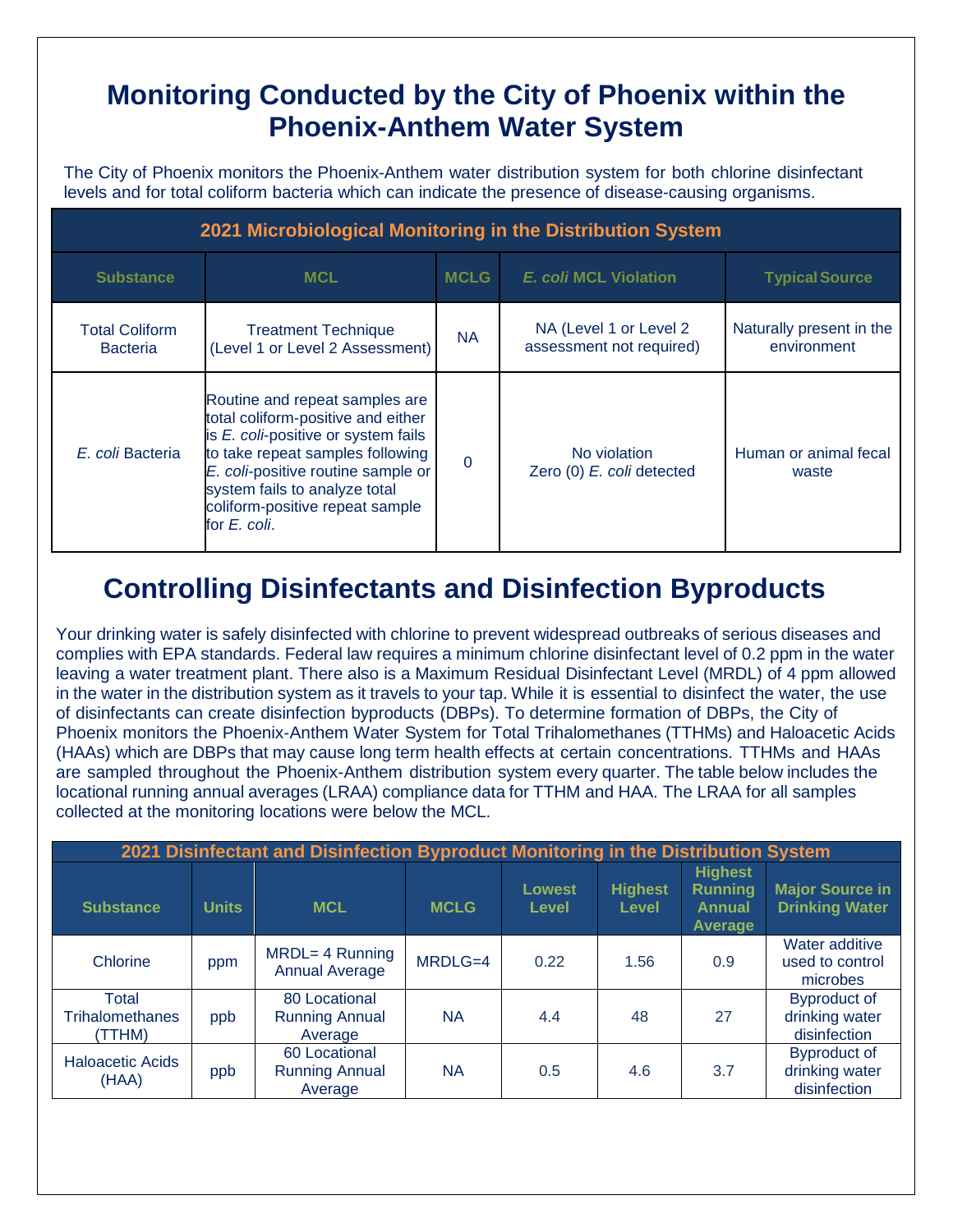# Monitoring Conducted by the City of Phoenix within the Phoenix-Anthem Water System

The City of Phoenix monitors the Phoenix-Anthem water distribution system for both chlorine disinfectant levels and for total coliform bacteria which can indicate the presence of disease-causing organisms.

| 2021 Microbiological Monitoring in the Distribution System | | | | |
|---|---|---|---|---|
| **Substance** | **MCL** | **MCLG** | ***E. coli* MCL Violation** | **Typical Source** |
| Total Coliform Bacteria | Treatment Technique (Level 1 or Level 2 Assessment) | NA | NA (Level 1 or Level 2 assessment not required) | Naturally present in the environment |
| *E. coli* Bacteria | Routine and repeat samples are total coliform-positive and either is *E. coli*-positive or system fails to take repeat samples following *E. coli*-positive routine sample or system fails to analyze total coliform-positive repeat sample for *E. coli*. | 0 | No violation Zero (0) *E. coli* detected | Human or animal fecal waste |

# Controlling Disinfectants and Disinfection Byproducts

Your drinking water is safely disinfected with chlorine to prevent widespread outbreaks of serious diseases and complies with EPA standards. Federal law requires a minimum chlorine disinfectant level of 0.2 ppm in the water leaving a water treatment plant. There also is a Maximum Residual Disinfectant Level (MRDL) of 4 ppm allowed in the water in the distribution system as it travels to your tap. While it is essential to disinfect the water, the use of disinfectants can create disinfection byproducts (DBPs). To determine formation of DBPs, the City of Phoenix monitors the Phoenix-Anthem Water System for Total Trihalomethanes (TTHMs) and Haloacetic Acids (HAAs) which are DBPs that may cause long term health effects at certain concentrations. TTHMs and HAAs are sampled throughout the Phoenix-Anthem distribution system every quarter. The table below includes the locational running annual averages (LRAA) compliance data for TTHM and HAA. The LRAA for all samples collected at the monitoring locations were below the MCL.

| 2021 Disinfectant and Disinfection Byproduct Monitoring in the Distribution System | | | | | | | |
|---|---|---|---|---|---|---|---|
| **Substance** | **Units** | **MCL** | **MCLG** | **Lowest Level** | **Highest Level** | **Highest Running Annual Average** | **Major Source in Drinking Water** |
| Chlorine | ppm | MRDL= 4 Running Annual Average | MRDLG=4 | 0.22 | 1.56 | 0.9 | Water additive used to control microbes |
| Total Trihalomethanes (TTHM) | ppb | 80 Locational Running Annual Average | NA | 4.4 | 48 | 27 | Byproduct of drinking water disinfection |
| Haloacetic Acids (HAA) | ppb | 60 Locational Running Annual Average | NA | 0.5 | 4.6 | 3.7 | Byproduct of drinking water disinfection |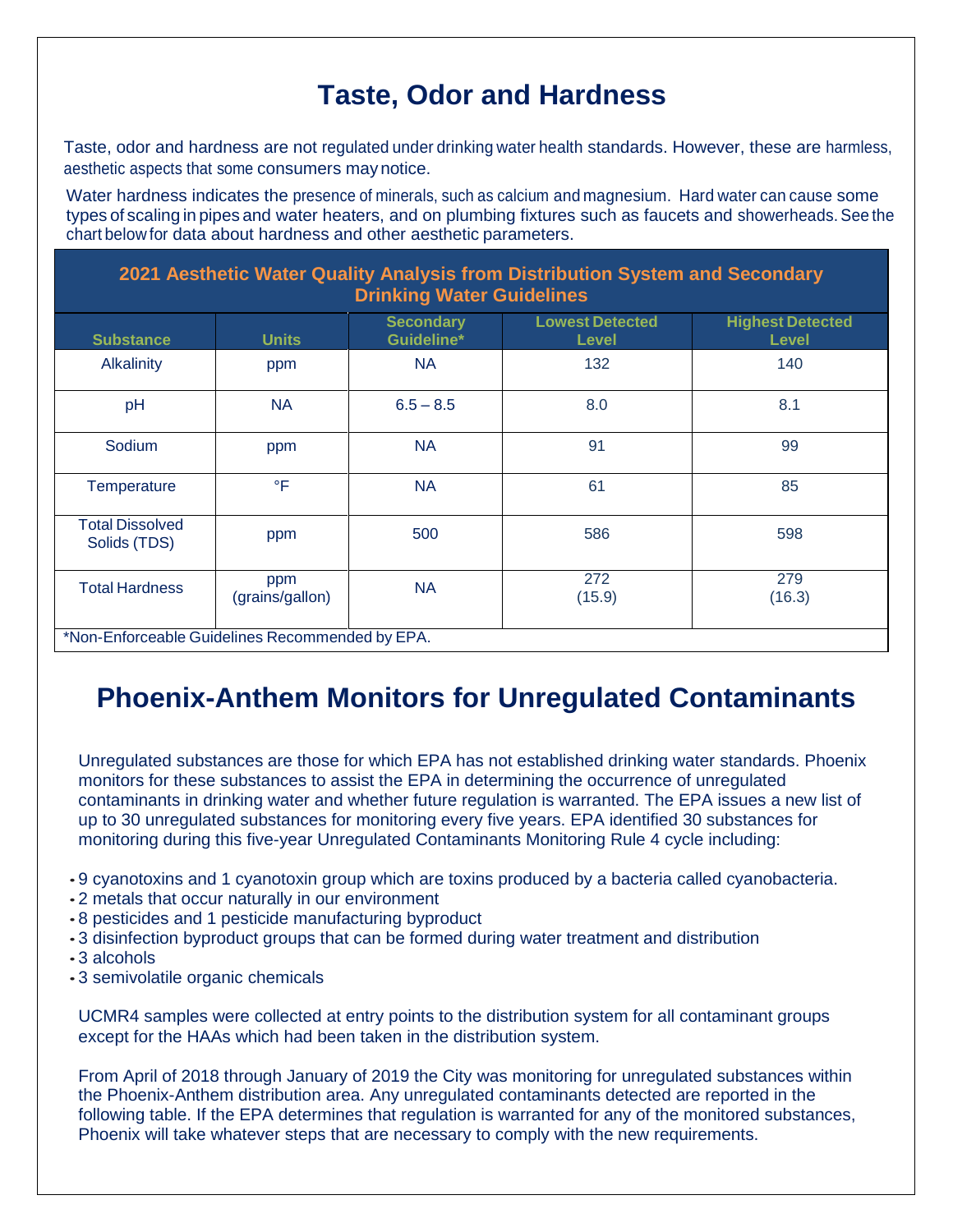# Taste, Odor and Hardness

Taste, odor and hardness are not regulated under drinking water health standards. However, these are harmless, aesthetic aspects that some consumers may notice.

Water hardness indicates the presence of minerals, such as calcium and magnesium. Hard water can cause some types of scaling in pipes and water heaters, and on plumbing fixtures such as faucets and showerheads. See the chart below for data about hardness and other aesthetic parameters.

| 2021 Aesthetic Water Quality Analysis from Distribution System and Secondary Drinking Water Guidelines | | | | |
|---|---|---|---|---|
| Substance | Units | Secondary Guideline* | Lowest Detected Level | Highest Detected Level |
| Alkalinity | ppm | NA | 132 | 140 |
| pH | NA | 6.5 – 8.5 | 8.0 | 8.1 |
| Sodium | ppm | NA | 91 | 99 |
| Temperature | °F | NA | 61 | 85 |
| Total Dissolved Solids (TDS) | ppm | 500 | 586 | 598 |
| Total Hardness | ppm (grains/gallon) | NA | 272 (15.9) | 279 (16.3) |

*Non-Enforceable Guidelines Recommended by EPA.

# Phoenix-Anthem Monitors for Unregulated Contaminants

Unregulated substances are those for which EPA has not established drinking water standards. Phoenix monitors for these substances to assist the EPA in determining the occurrence of unregulated contaminants in drinking water and whether future regulation is warranted. The EPA issues a new list of up to 30 unregulated substances for monitoring every five years. EPA identified 30 substances for monitoring during this five-year Unregulated Contaminants Monitoring Rule 4 cycle including:

- 9 cyanotoxins and 1 cyanotoxin group which are toxins produced by a bacteria called cyanobacteria.
- 2 metals that occur naturally in our environment
- 8 pesticides and 1 pesticide manufacturing byproduct
- 3 disinfection byproduct groups that can be formed during water treatment and distribution
- 3 alcohols
- 3 semivolatile organic chemicals

UCMR4 samples were collected at entry points to the distribution system for all contaminant groups except for the HAAs which had been taken in the distribution system.

From April of 2018 through January of 2019 the City was monitoring for unregulated substances within the Phoenix-Anthem distribution area. Any unregulated contaminants detected are reported in the following table. If the EPA determines that regulation is warranted for any of the monitored substances, Phoenix will take whatever steps that are necessary to comply with the new requirements.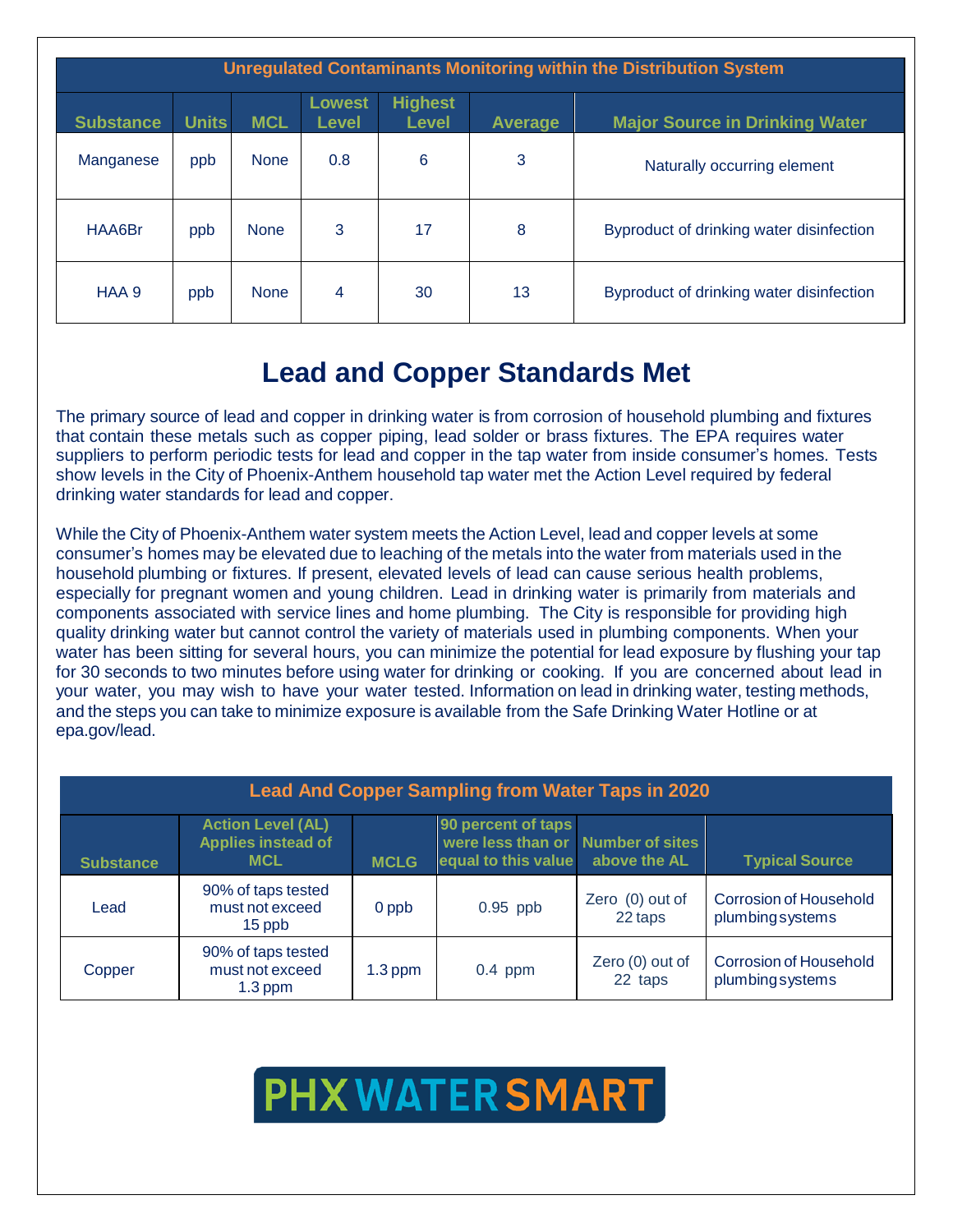| Unregulated Contaminants Monitoring within the Distribution System | | | | | | |
|---|---|---|---|---|---|---|
| Substance | Units | MCL | Lowest Level | Highest Level | Average | Major Source in Drinking Water |
| Manganese | ppb | None | 0.8 | 6 | 3 | Naturally occurring element |
| HAA6Br | ppb | None | 3 | 17 | 8 | Byproduct of drinking water disinfection |
| HAA 9 | ppb | None | 4 | 30 | 13 | Byproduct of drinking water disinfection |

## Lead and Copper Standards Met

The primary source of lead and copper in drinking water is from corrosion of household plumbing and fixtures that contain these metals such as copper piping, lead solder or brass fixtures. The EPA requires water suppliers to perform periodic tests for lead and copper in the tap water from inside consumer's homes. Tests show levels in the City of Phoenix-Anthem household tap water met the Action Level required by federal drinking water standards for lead and copper.

While the City of Phoenix-Anthem water system meets the Action Level, lead and copper levels at some consumer's homes may be elevated due to leaching of the metals into the water from materials used in the household plumbing or fixtures. If present, elevated levels of lead can cause serious health problems, especially for pregnant women and young children. Lead in drinking water is primarily from materials and components associated with service lines and home plumbing. The City is responsible for providing high quality drinking water but cannot control the variety of materials used in plumbing components. When your water has been sitting for several hours, you can minimize the potential for lead exposure by flushing your tap for 30 seconds to two minutes before using water for drinking or cooking. If you are concerned about lead in your water, you may wish to have your water tested. Information on lead in drinking water, testing methods, and the steps you can take to minimize exposure is available from the Safe Drinking Water Hotline or at epa.gov/lead.

| Lead And Copper Sampling from Water Taps in 2020 | | | | | |
|---|---|---|---|---|---|
| Substance | Action Level (AL) Applies instead of MCL | MCLG | 90 percent of taps were less than or equal to this value | Number of sites above the AL | Typical Source |
| Lead | 90% of taps tested must not exceed 15 ppb | 0 ppb | 0.95 ppb | Zero (0) out of 22 taps | Corrosion of Household plumbing systems |
| Copper | 90% of taps tested must not exceed 1.3 ppm | 1.3 ppm | 0.4 ppm | Zero (0) out of 22 taps | Corrosion of Household plumbing systems |

PHX WATER SMART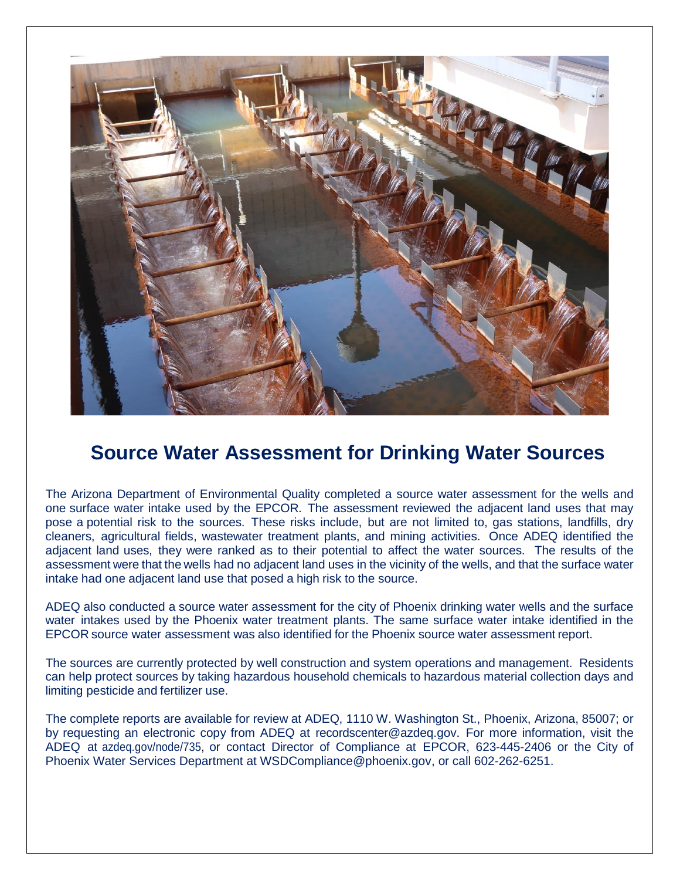# Source Water Assessment for Drinking Water Sources

The Arizona Department of Environmental Quality completed a source water assessment for the wells and one surface water intake used by the EPCOR. The assessment reviewed the adjacent land uses that may pose a potential risk to the sources. These risks include, but are not limited to, gas stations, landfills, dry cleaners, agricultural fields, wastewater treatment plants, and mining activities. Once ADEQ identified the adjacent land uses, they were ranked as to their potential to affect the water sources. The results of the assessment were that the wells had no adjacent land uses in the vicinity of the wells, and that the surface water intake had one adjacent land use that posed a high risk to the source.

ADEQ also conducted a source water assessment for the city of Phoenix drinking water wells and the surface water intakes used by the Phoenix water treatment plants. The same surface water intake identified in the EPCOR source water assessment was also identified for the Phoenix source water assessment report.

The sources are currently protected by well construction and system operations and management. Residents can help protect sources by taking hazardous household chemicals to hazardous material collection days and limiting pesticide and fertilizer use.

The complete reports are available for review at ADEQ, 1110 W. Washington St., Phoenix, Arizona, 85007; or by requesting an electronic copy from ADEQ at recordscenter@azdeq.gov. For more information, visit the ADEQ at azdeq.gov/node/735, or contact Director of Compliance at EPCOR, 623-445-2406 or the City of Phoenix Water Services Department at WSDCompliance@phoenix.gov, or call 602-262-6251.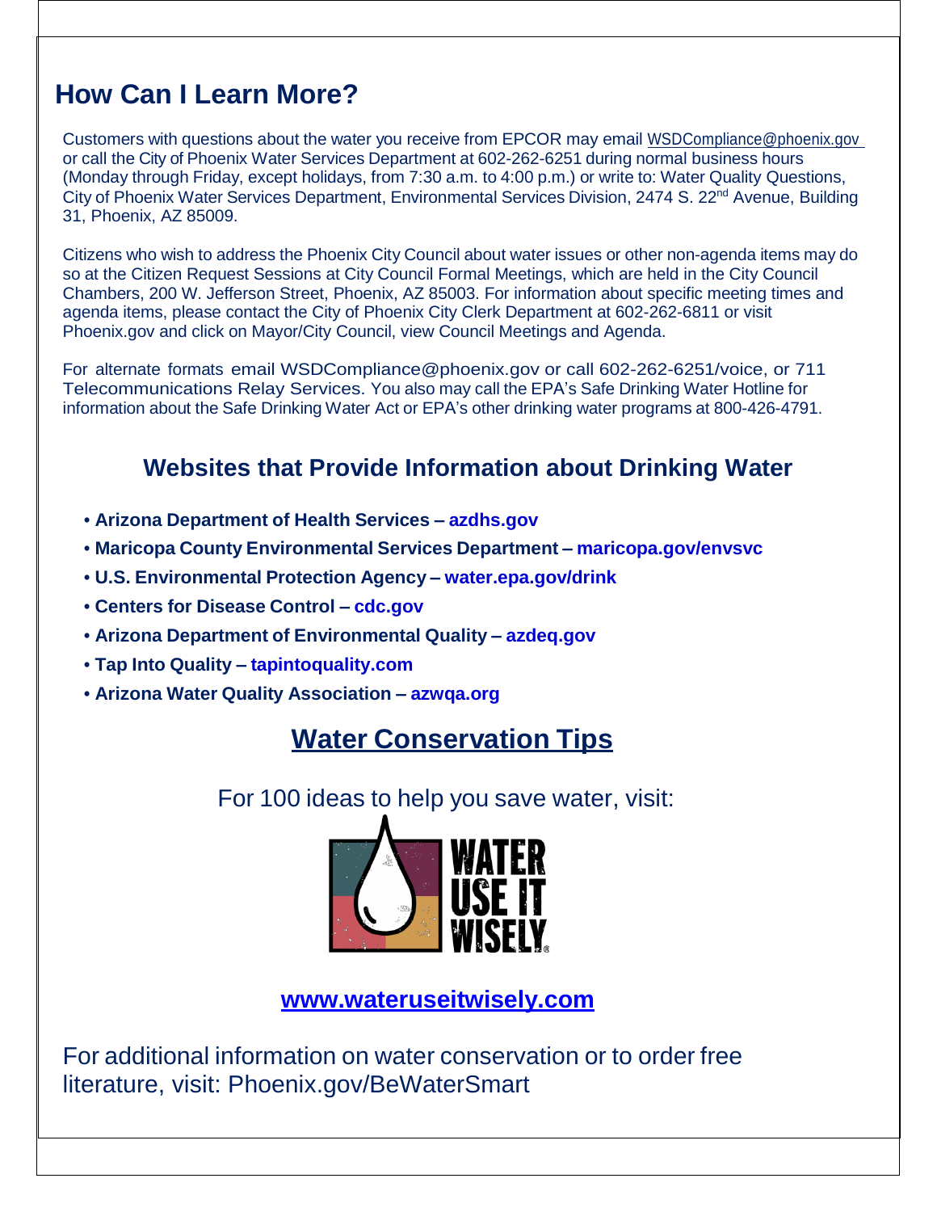## How Can I Learn More?

Customers with questions about the water you receive from EPCOR may email WSDCompliance@phoenix.gov or call the City of Phoenix Water Services Department at 602-262-6251 during normal business hours (Monday through Friday, except holidays, from 7:30 a.m. to 4:00 p.m.) or write to: Water Quality Questions, City of Phoenix Water Services Department, Environmental Services Division, 2474 S. 22nd Avenue, Building 31, Phoenix, AZ 85009.

Citizens who wish to address the Phoenix City Council about water issues or other non-agenda items may do so at the Citizen Request Sessions at City Council Formal Meetings, which are held in the City Council Chambers, 200 W. Jefferson Street, Phoenix, AZ 85003. For information about specific meeting times and agenda items, please contact the City of Phoenix City Clerk Department at 602-262-6811 or visit Phoenix.gov and click on Mayor/City Council, view Council Meetings and Agenda.

For alternate formats email WSDCompliance@phoenix.gov or call 602-262-6251/voice, or 711 Telecommunications Relay Services. You also may call the EPA's Safe Drinking Water Hotline for information about the Safe Drinking Water Act or EPA's other drinking water programs at 800-426-4791.

### Websites that Provide Information about Drinking Water

- **Arizona Department of Health Services – azdhs.gov**
- **Maricopa County Environmental Services Department – maricopa.gov/envsvc**
- **U.S. Environmental Protection Agency – water.epa.gov/drink**
- **Centers for Disease Control – cdc.gov**
- **Arizona Department of Environmental Quality – azdeq.gov**
- **Tap Into Quality – tapintoquality.com**
- **Arizona Water Quality Association – azwqa.org**

### Water Conservation Tips

For 100 ideas to help you save water, visit:

WATER USE IT WISELY®

**www.wateruseitwisely.com**

For additional information on water conservation or to order free literature, visit: Phoenix.gov/BeWaterSmart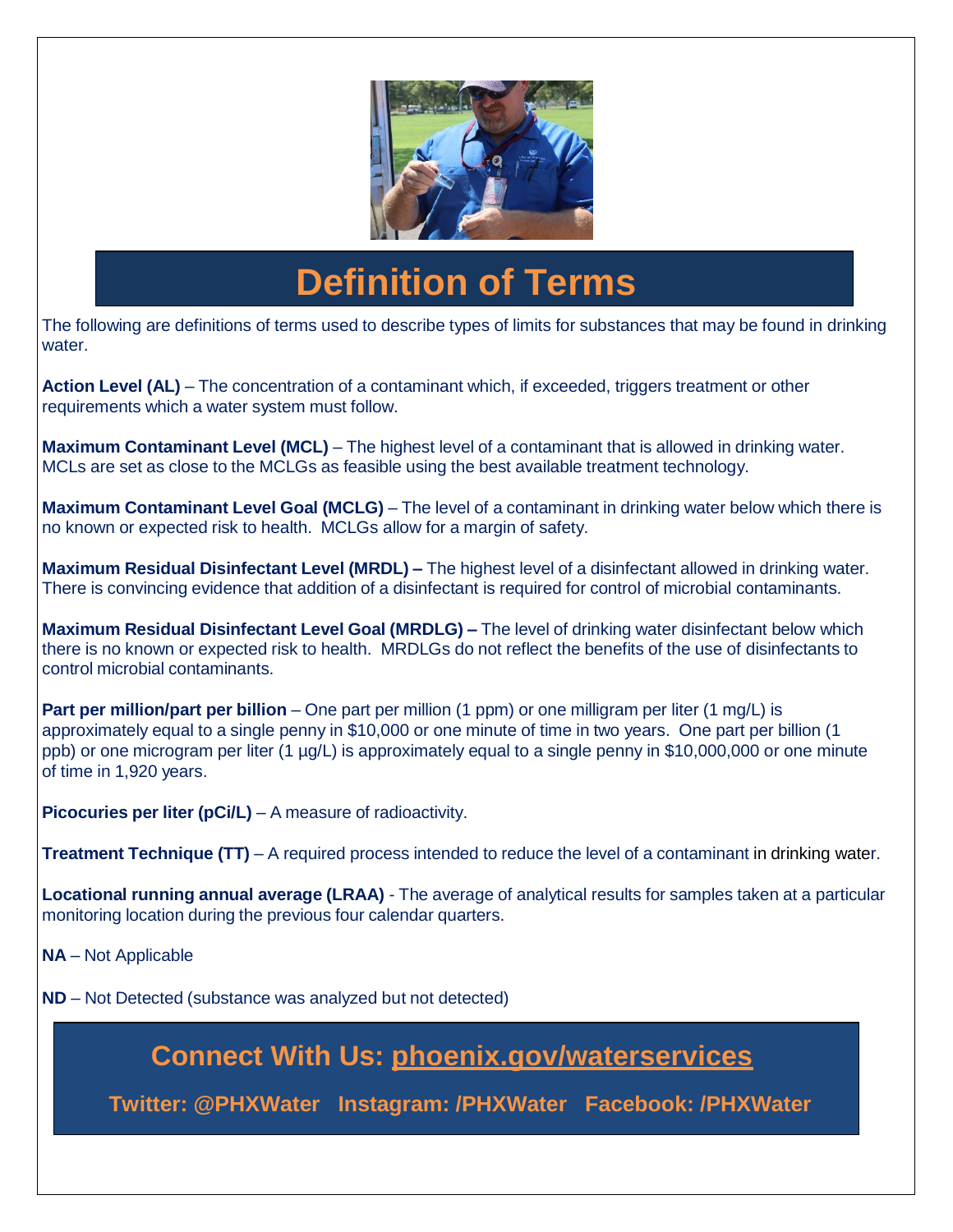# Definition of Terms

The following are definitions of terms used to describe types of limits for substances that may be found in drinking water.

**Action Level (AL)** – The concentration of a contaminant which, if exceeded, triggers treatment or other requirements which a water system must follow.

**Maximum Contaminant Level (MCL)** – The highest level of a contaminant that is allowed in drinking water. MCLs are set as close to the MCLGs as feasible using the best available treatment technology.

**Maximum Contaminant Level Goal (MCLG)** – The level of a contaminant in drinking water below which there is no known or expected risk to health. MCLGs allow for a margin of safety.

**Maximum Residual Disinfectant Level (MRDL) –** The highest level of a disinfectant allowed in drinking water. There is convincing evidence that addition of a disinfectant is required for control of microbial contaminants.

**Maximum Residual Disinfectant Level Goal (MRDLG) –** The level of drinking water disinfectant below which there is no known or expected risk to health. MRDLGs do not reflect the benefits of the use of disinfectants to control microbial contaminants.

**Part per million/part per billion** – One part per million (1 ppm) or one milligram per liter (1 mg/L) is approximately equal to a single penny in $10,000 or one minute of time in two years. One part per billion (1 ppb) or one microgram per liter (1 µg/L) is approximately equal to a single penny in $10,000,000 or one minute of time in 1,920 years.

**Picocuries per liter (pCi/L)** – A measure of radioactivity.

**Treatment Technique (TT)** – A required process intended to reduce the level of a contaminant in drinking water.

**Locational running annual average (LRAA)** - The average of analytical results for samples taken at a particular monitoring location during the previous four calendar quarters.

**NA** – Not Applicable

**ND** – Not Detected (substance was analyzed but not detected)

## Connect With Us: phoenix.gov/waterservices

**Twitter: @PHXWater   Instagram: /PHXWater   Facebook: /PHXWater**